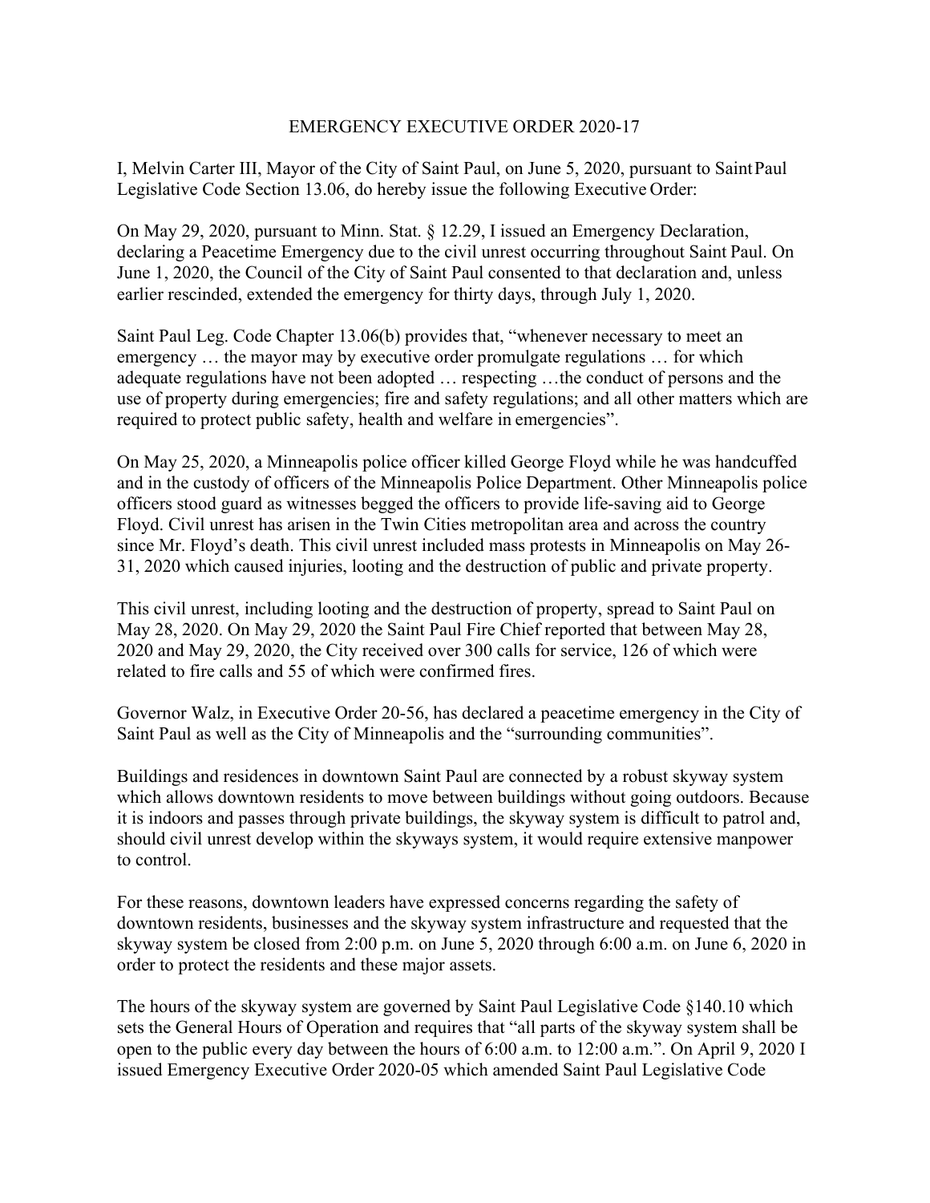# EMERGENCY EXECUTIVE ORDER 2020-17

I, Melvin Carter III, Mayor of the City of Saint Paul, on June 5, 2020, pursuant to Saint Paul Legislative Code Section 13.06, do hereby issue the following Executive Order:

On May 29, 2020, pursuant to Minn. Stat. § 12.29, I issued an Emergency Declaration, declaring a Peacetime Emergency due to the civil unrest occurring throughout Saint Paul. On June 1, 2020, the Council of the City of Saint Paul consented to that declaration and, unless earlier rescinded, extended the emergency for thirty days, through July 1, 2020.

Saint Paul Leg. Code Chapter 13.06(b) provides that, "whenever necessary to meet an emergency … the mayor may by executive order promulgate regulations … for which adequate regulations have not been adopted … respecting …the conduct of persons and the use of property during emergencies; fire and safety regulations; and all other matters which are required to protect public safety, health and welfare in emergencies".

On May 25, 2020, a Minneapolis police officer killed George Floyd while he was handcuffed and in the custody of officers of the Minneapolis Police Department. Other Minneapolis police officers stood guard as witnesses begged the officers to provide life-saving aid to George Floyd. Civil unrest has arisen in the Twin Cities metropolitan area and across the country since Mr. Floyd's death. This civil unrest included mass protests in Minneapolis on May 26-31, 2020 which caused injuries, looting and the destruction of public and private property.

This civil unrest, including looting and the destruction of property, spread to Saint Paul on May 28, 2020. On May 29, 2020 the Saint Paul Fire Chief reported that between May 28, 2020 and May 29, 2020, the City received over 300 calls for service, 126 of which were related to fire calls and 55 of which were confirmed fires.

Governor Walz, in Executive Order 20-56, has declared a peacetime emergency in the City of Saint Paul as well as the City of Minneapolis and the "surrounding communities".

Buildings and residences in downtown Saint Paul are connected by a robust skyway system which allows downtown residents to move between buildings without going outdoors. Because it is indoors and passes through private buildings, the skyway system is difficult to patrol and, should civil unrest develop within the skyways system, it would require extensive manpower to control.

For these reasons, downtown leaders have expressed concerns regarding the safety of downtown residents, businesses and the skyway system infrastructure and requested that the skyway system be closed from 2:00 p.m. on June 5, 2020 through 6:00 a.m. on June 6, 2020 in order to protect the residents and these major assets.

The hours of the skyway system are governed by Saint Paul Legislative Code §140.10 which sets the General Hours of Operation and requires that "all parts of the skyway system shall be open to the public every day between the hours of 6:00 a.m. to 12:00 a.m.". On April 9, 2020 I issued Emergency Executive Order 2020-05 which amended Saint Paul Legislative Code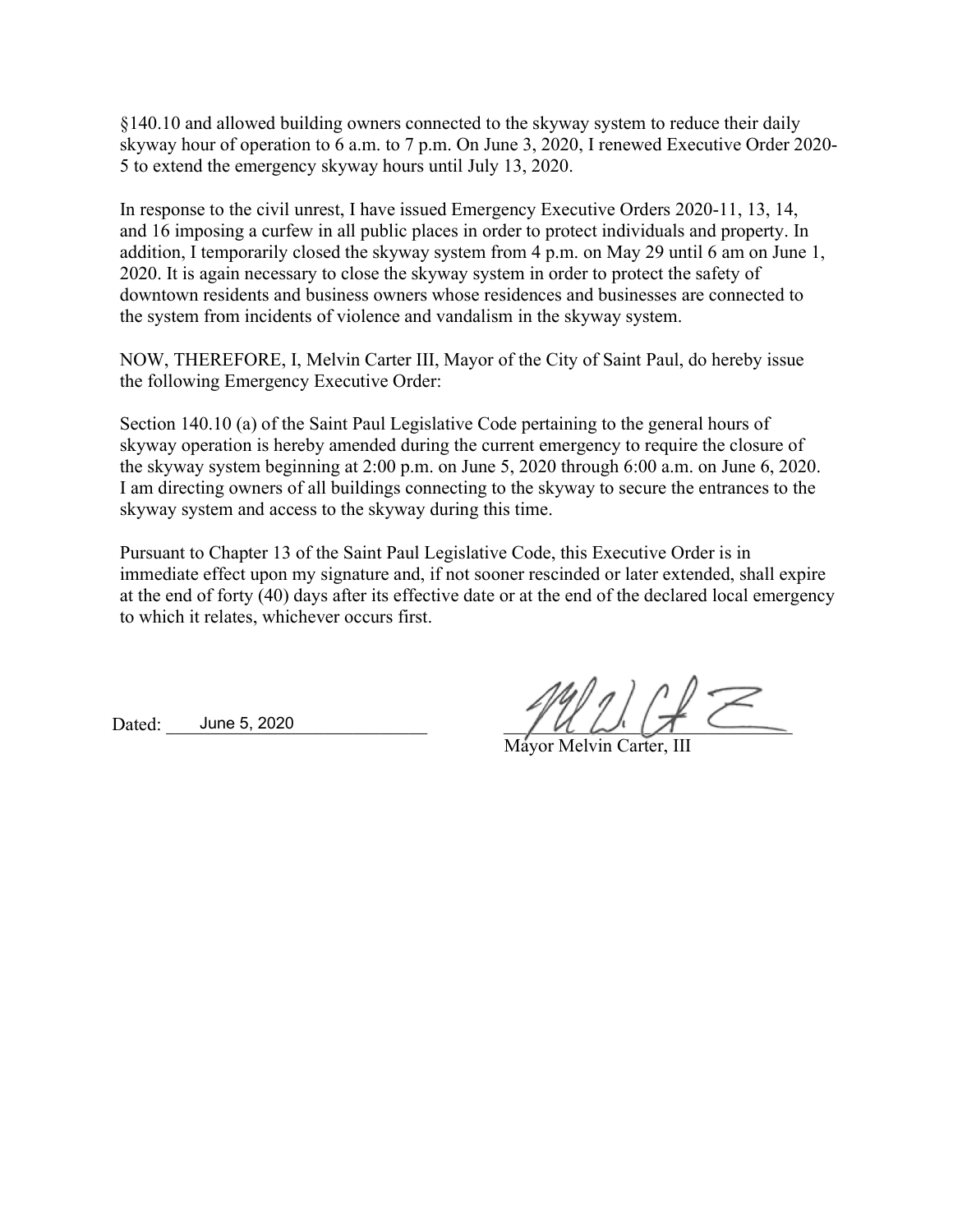§140.10 and allowed building owners connected to the skyway system to reduce their daily skyway hour of operation to 6 a.m. to 7 p.m. On June 3, 2020, I renewed Executive Order 2020-5 to extend the emergency skyway hours until July 13, 2020.

In response to the civil unrest, I have issued Emergency Executive Orders 2020-11, 13, 14, and 16 imposing a curfew in all public places in order to protect individuals and property. In addition, I temporarily closed the skyway system from 4 p.m. on May 29 until 6 am on June 1, 2020. It is again necessary to close the skyway system in order to protect the safety of downtown residents and business owners whose residences and businesses are connected to the system from incidents of violence and vandalism in the skyway system.

NOW, THEREFORE, I, Melvin Carter III, Mayor of the City of Saint Paul, do hereby issue the following Emergency Executive Order:

Section 140.10 (a) of the Saint Paul Legislative Code pertaining to the general hours of skyway operation is hereby amended during the current emergency to require the closure of the skyway system beginning at 2:00 p.m. on June 5, 2020 through 6:00 a.m. on June 6, 2020. I am directing owners of all buildings connecting to the skyway to secure the entrances to the skyway system and access to the skyway during this time.

Pursuant to Chapter 13 of the Saint Paul Legislative Code, this Executive Order is in immediate effect upon my signature and, if not sooner rescinded or later extended, shall expire at the end of forty (40) days after its effective date or at the end of the declared local emergency to which it relates, whichever occurs first.

Dated: June 5, 2020

Mayor Melvin Carter, III